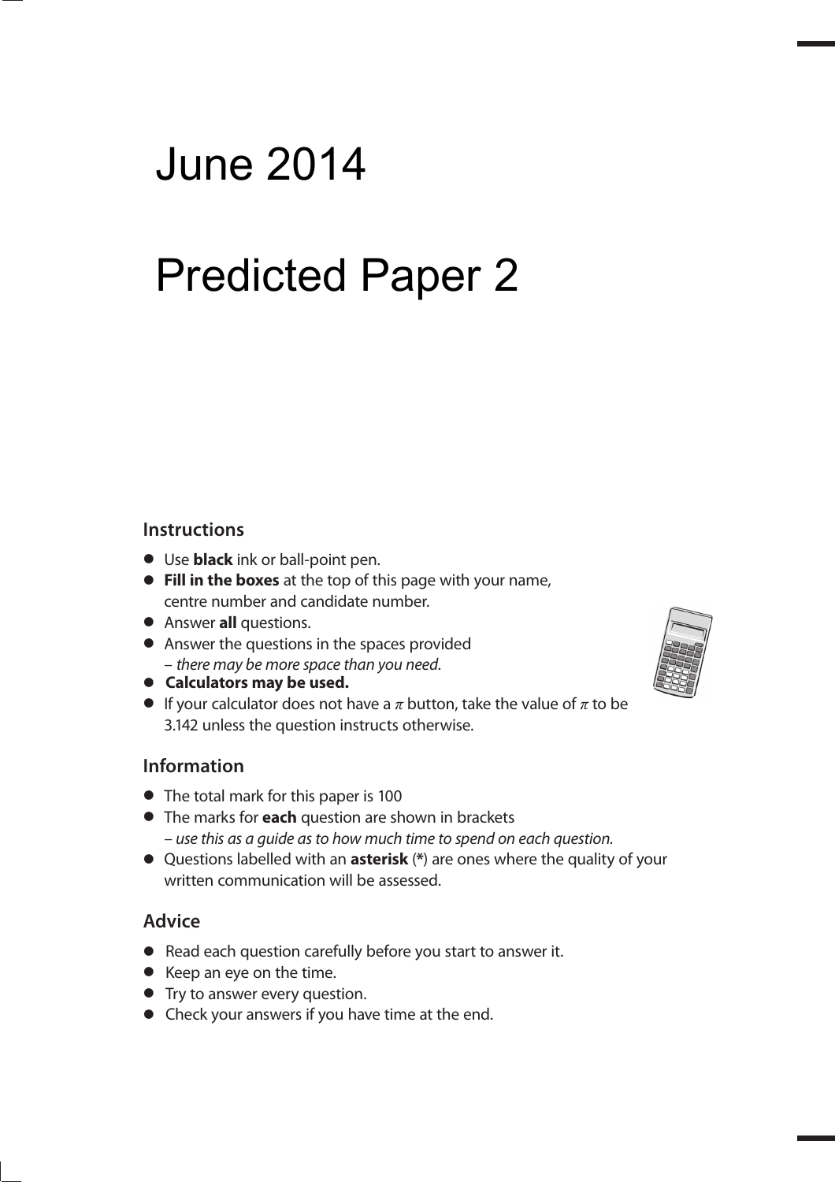# June 2014

# Predicted Paper 2

## Instructions

- Use **black** ink or ball-point pen.
- **Fill in the boxes** at the top of this page with your name, centre number and candidate number.
- Answer **all** questions.
- Answer the questions in the spaces provided – *there may be more space than you need.*
- **Calculators may be used.**
- If your calculator does not have a $\pi$ button, take the value of $\pi$ to be 3.142 unless the question instructs otherwise.

## Information

- The total mark for this paper is 100
- The marks for **each** question are shown in brackets – *use this as a guide as to how much time to spend on each question.*
- Questions labelled with an **asterisk** (*) are ones where the quality of your written communication will be assessed.

## Advice

- Read each question carefully before you start to answer it.
- Keep an eye on the time.
- Try to answer every question.
- Check your answers if you have time at the end.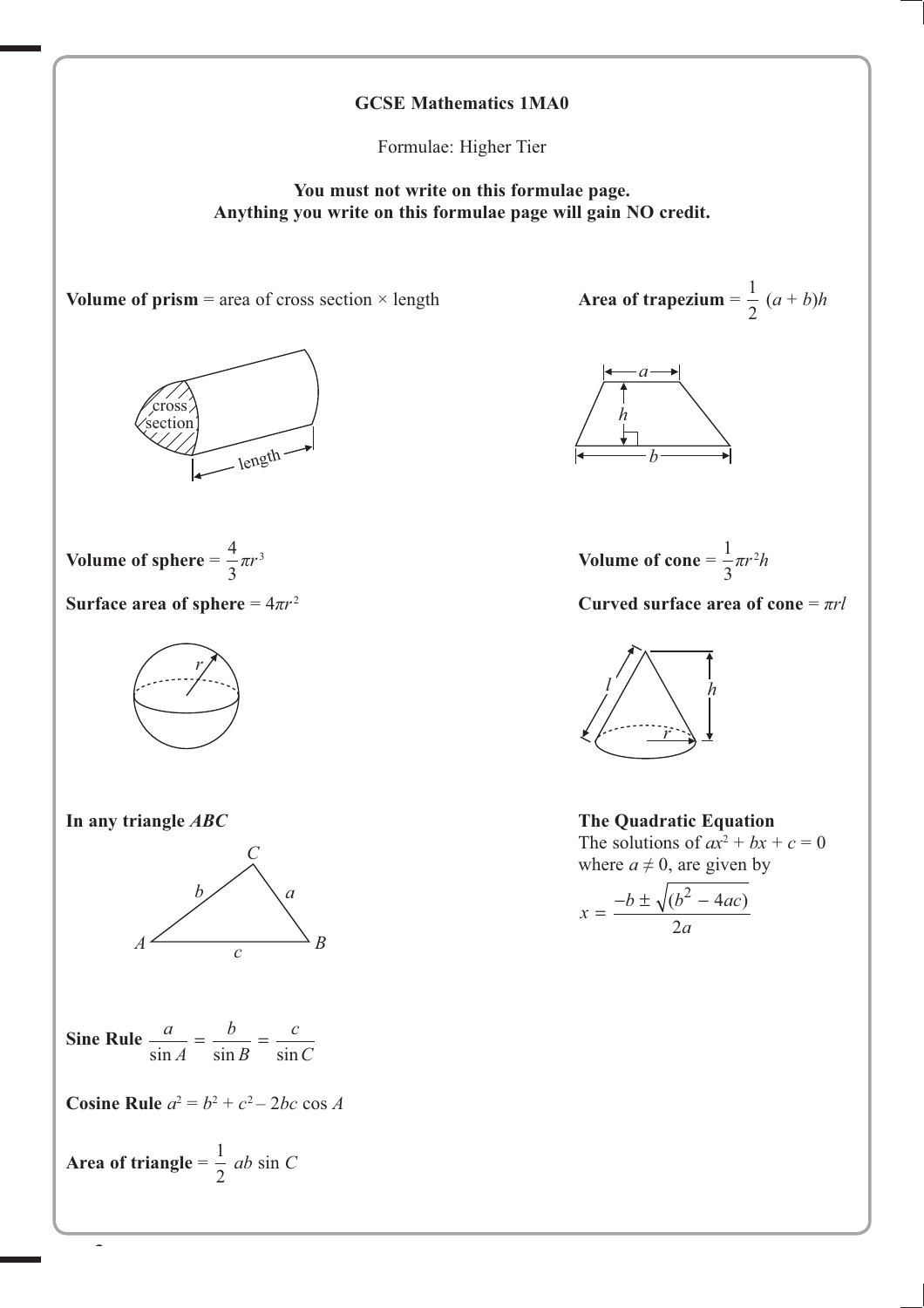**GCSE Mathematics 1MA0**

Formulae: Higher Tier

**You must not write on this formulae page.**
**Anything you write on this formulae page will gain NO credit.**

**Volume of prism** = area of cross section × length

**Area of trapezium** = $\frac{1}{2}(a + b)h$

**Volume of sphere** = $\frac{4}{3}\pi r^3$

**Surface area of sphere** = $4\pi r^2$

**Volume of cone** = $\frac{1}{3}\pi r^2 h$

**Curved surface area of cone** = $\pi r l$

**In any triangle *ABC***

**Sine Rule** $\frac{a}{\sin A} = \frac{b}{\sin B} = \frac{c}{\sin C}$

**Cosine Rule** $a^2 = b^2 + c^2 - 2bc \cos A$

**Area of triangle** = $\frac{1}{2} ab \sin C$

**The Quadratic Equation**

The solutions of $ax^2 + bx + c = 0$ where $a \neq 0$, are given by

$$x = \frac{-b \pm \sqrt{(b^2 - 4ac)}}{2a}$$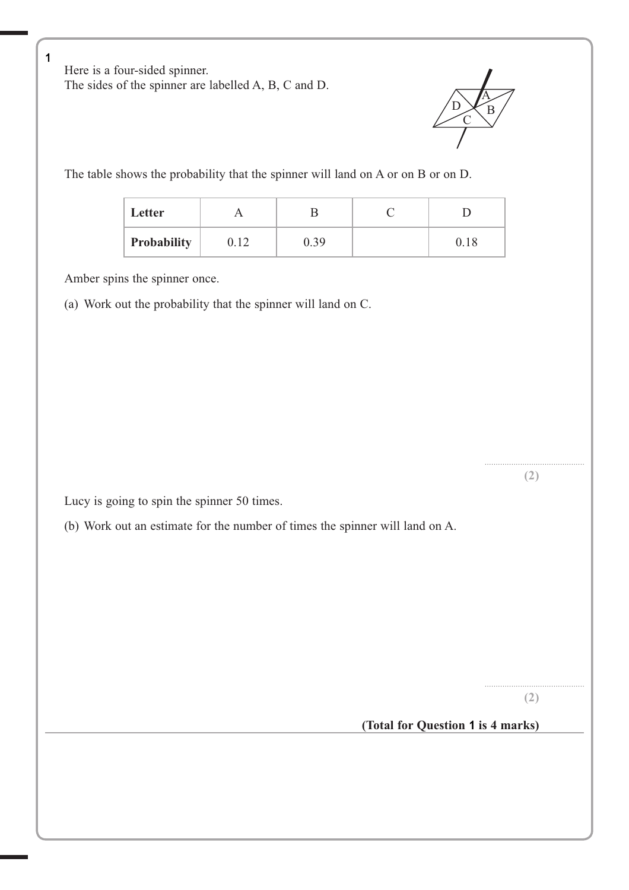**1** Here is a four-sided spinner.
The sides of the spinner are labelled A, B, C and D.

The table shows the probability that the spinner will land on A or on B or on D.

| Letter | A | B | C | D |
|---|---|---|---|---|
| **Probability** | 0.12 | 0.39 | | 0.18 |

Amber spins the spinner once.

(a) Work out the probability that the spinner will land on C.

..........................................
**(2)**

Lucy is going to spin the spinner 50 times.

(b) Work out an estimate for the number of times the spinner will land on A.

..........................................
**(2)**

**(Total for Question 1 is 4 marks)**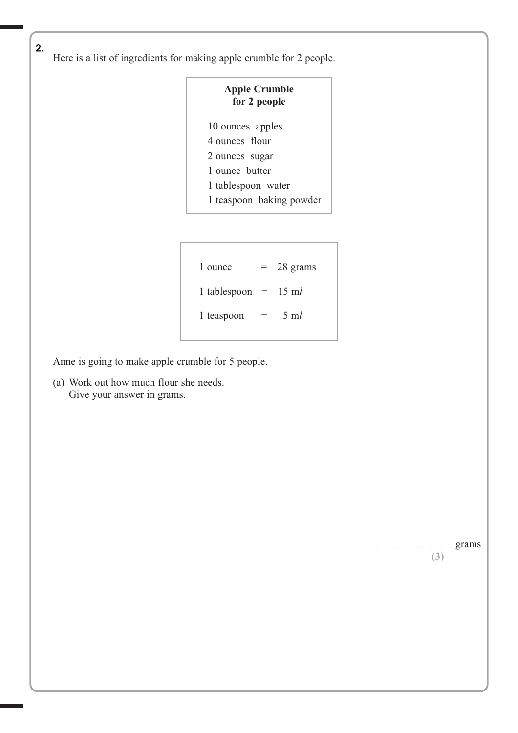2. Here is a list of ingredients for making apple crumble for 2 people.

| **Apple Crumble for 2 people** |
|---|
| 10 ounces apples |
| 4 ounces flour |
| 2 ounces sugar |
| 1 ounce butter |
| 1 tablespoon water |
| 1 teaspoon baking powder |

| | | |
|---|---|---|
| 1 ounce | = | 28 grams |
| 1 tablespoon | = | 15 m*l* |
| 1 teaspoon | = | 5 m*l* |

Anne is going to make apple crumble for 5 people.

(a) Work out how much flour she needs.
Give your answer in grams.

.............................................. grams

**(3)**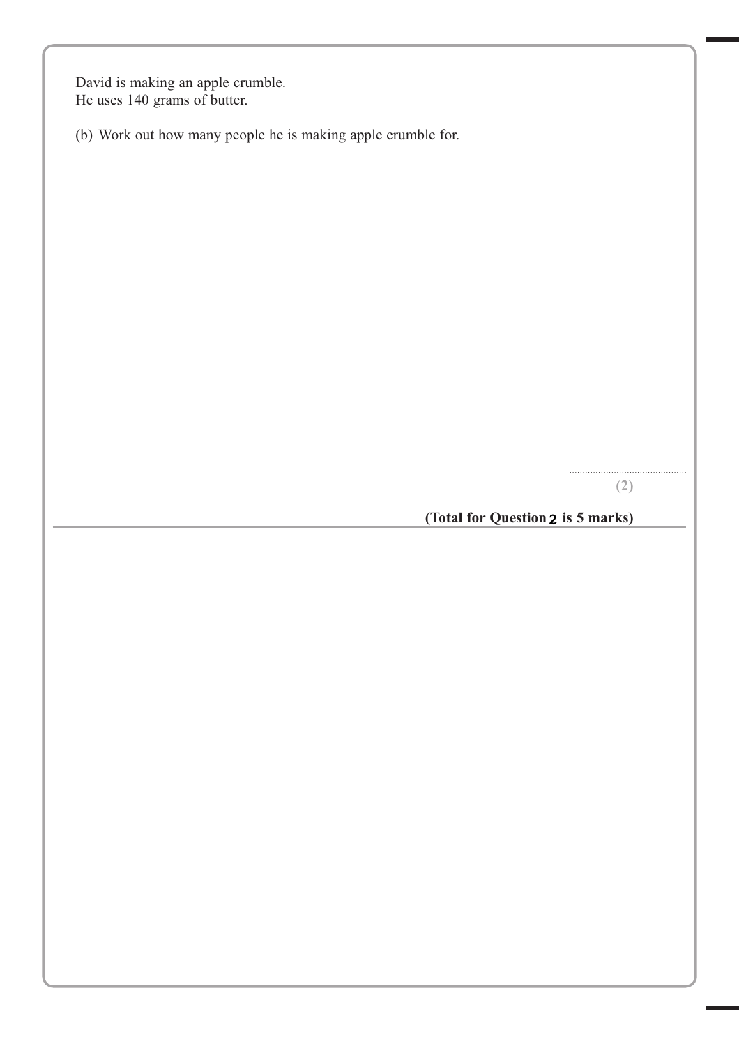David is making an apple crumble.
He uses 140 grams of butter.

(b) Work out how many people he is making apple crumble for.

..........................................

**(2)**

**(Total for Question 2 is 5 marks)**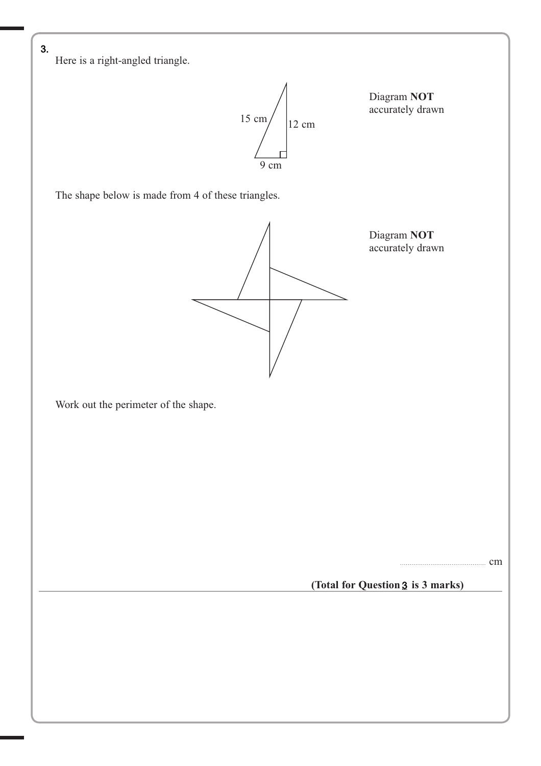3.

Here is a right-angled triangle.

15 cm

12 cm

9 cm

Diagram **NOT** accurately drawn

The shape below is made from 4 of these triangles.

Diagram **NOT** accurately drawn

Work out the perimeter of the shape.

.......................................... cm

**(Total for Question 3 is 3 marks)**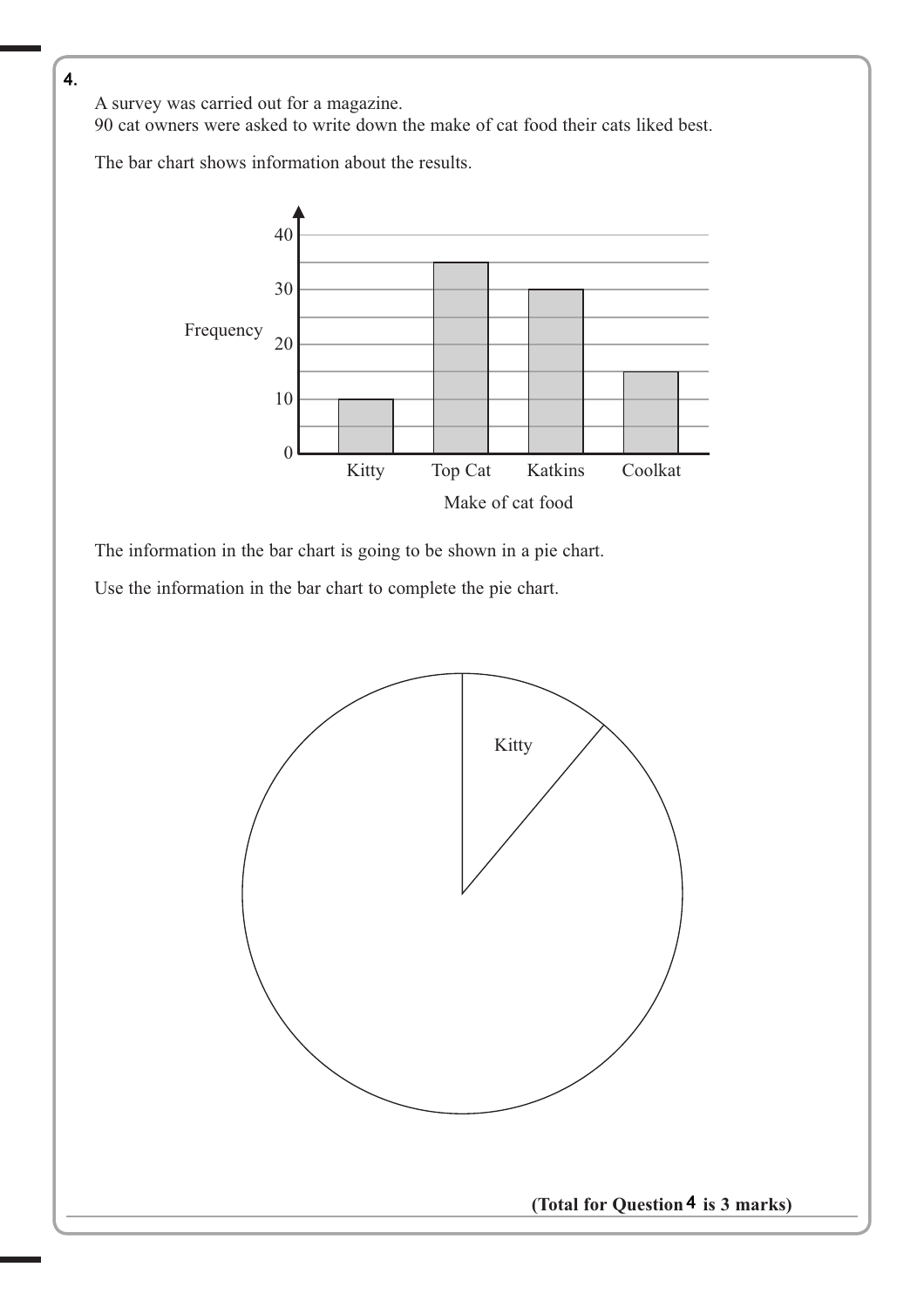**4.**

A survey was carried out for a magazine.
90 cat owners were asked to write down the make of cat food their cats liked best.

The bar chart shows information about the results.

The information in the bar chart is going to be shown in a pie chart.

Use the information in the bar chart to complete the pie chart.

**(Total for Question 4 is 3 marks)**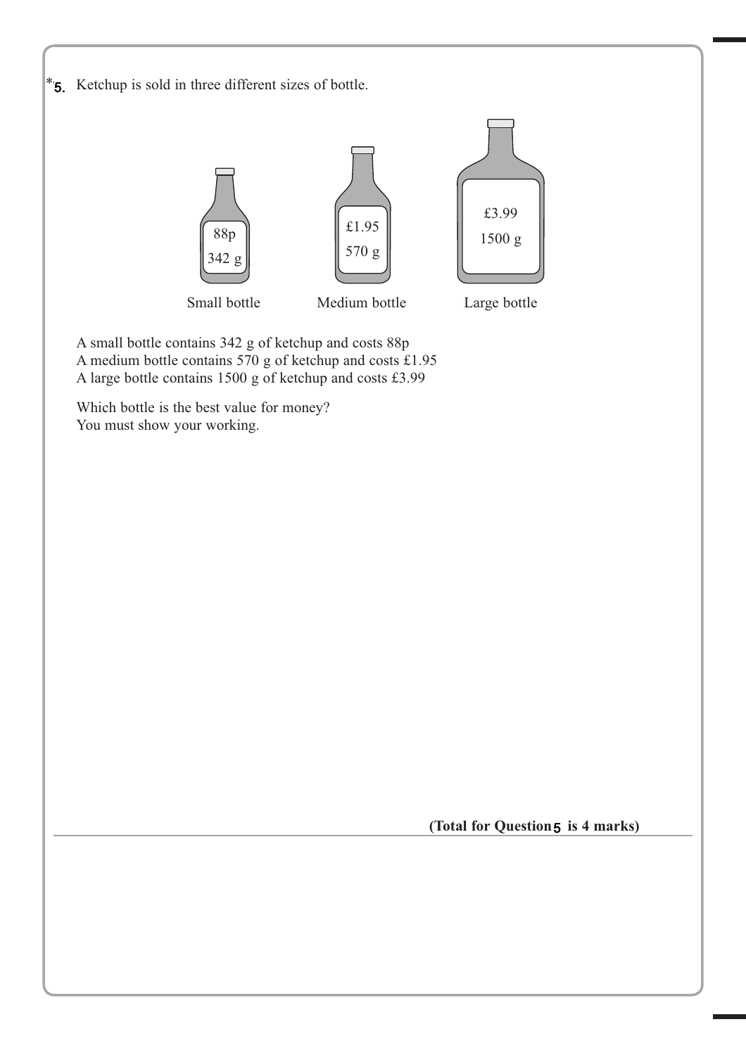*5. Ketchup is sold in three different sizes of bottle.

| Small bottle | Medium bottle | Large bottle |
| --- | --- | --- |
| 88p<br>342 g | £1.95<br>570 g | £3.99<br>1500 g |

A small bottle contains 342 g of ketchup and costs 88p
A medium bottle contains 570 g of ketchup and costs £1.95
A large bottle contains 1500 g of ketchup and costs £3.99

Which bottle is the best value for money?
You must show your working.

**(Total for Question 5 is 4 marks)**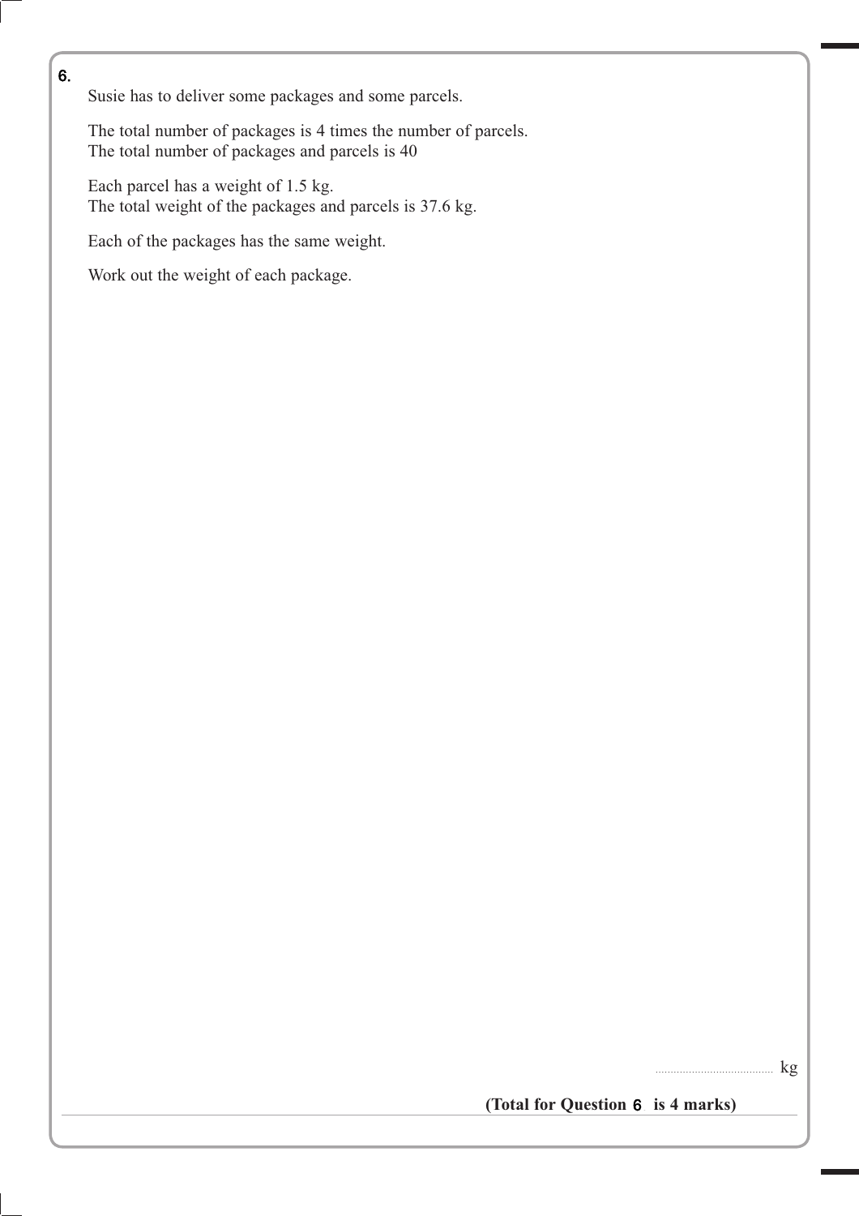6.

Susie has to deliver some packages and some parcels.

The total number of packages is 4 times the number of parcels.
The total number of packages and parcels is 40

Each parcel has a weight of 1.5 kg.
The total weight of the packages and parcels is 37.6 kg.

Each of the packages has the same weight.

Work out the weight of each package.

....................................... kg

**(Total for Question 6 is 4 marks)**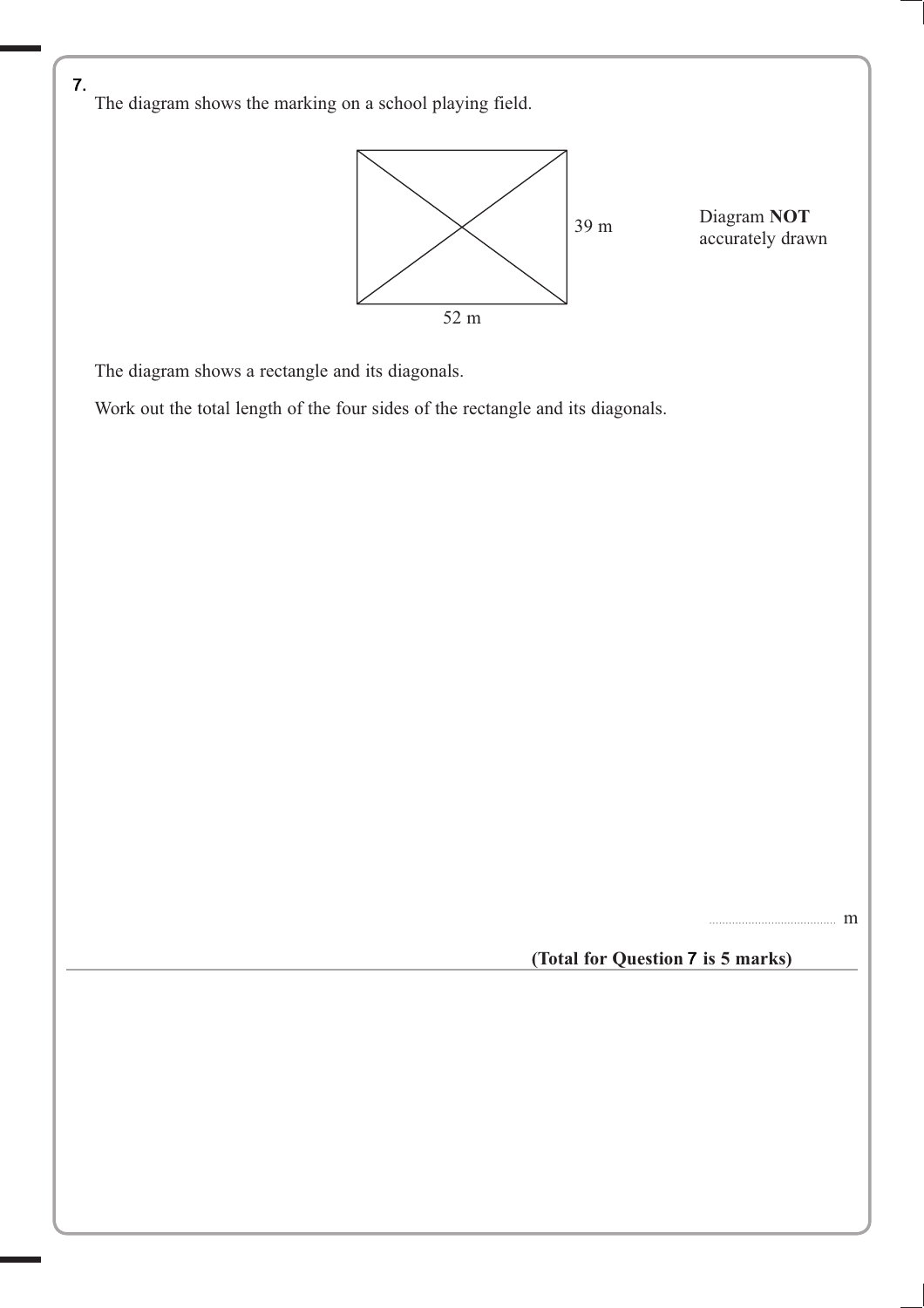**7.** The diagram shows the marking on a school playing field.

39 m

52 m

Diagram **NOT** accurately drawn

The diagram shows a rectangle and its diagonals.

Work out the total length of the four sides of the rectangle and its diagonals.

....................................... m

**(Total for Question 7 is 5 marks)**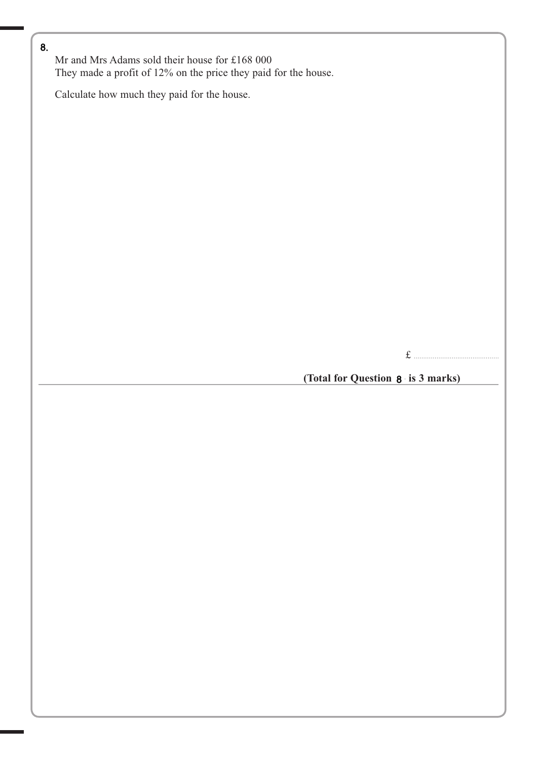8.

Mr and Mrs Adams sold their house for £168 000
They made a profit of 12% on the price they paid for the house.

Calculate how much they paid for the house.

£ ..........................................

**(Total for Question 8 is 3 marks)**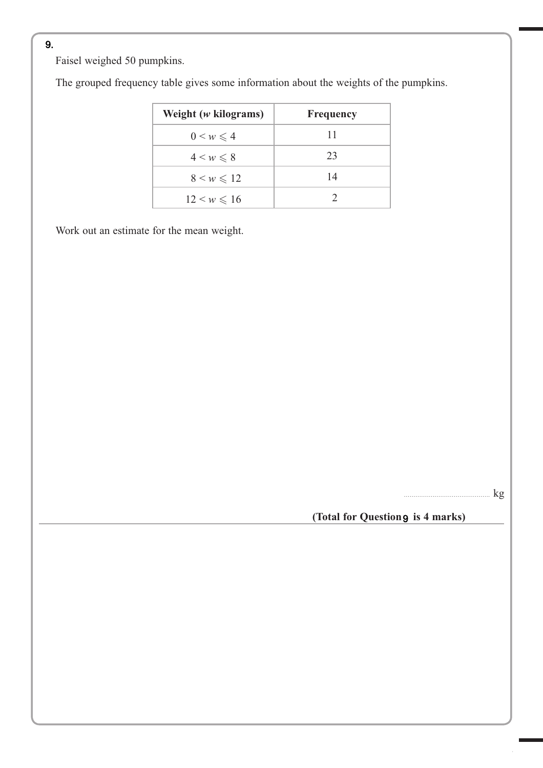9.

Faisel weighed 50 pumpkins.

The grouped frequency table gives some information about the weights of the pumpkins.

| **Weight ($w$ kilograms)** | **Frequency** |
|---|---|
| $0 < w \leqslant 4$ | 11 |
| $4 < w \leqslant 8$ | 23 |
| $8 < w \leqslant 12$ | 14 |
| $12 < w \leqslant 16$ | 2 |

Work out an estimate for the mean weight.

.............................................. kg

**(Total for Question 9 is 4 marks)**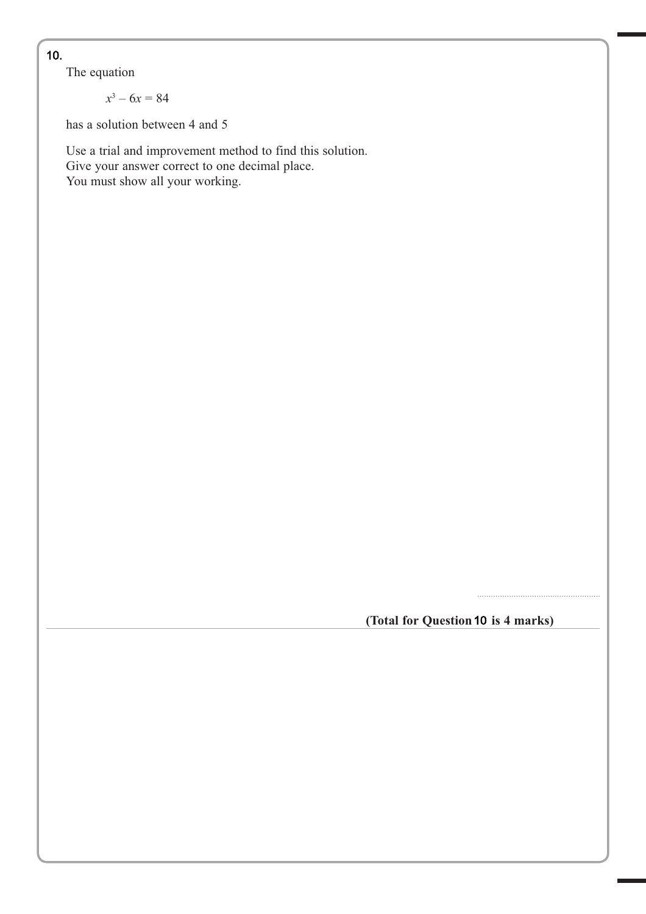**10.**

The equation

$$x^3 - 6x = 84$$

has a solution between 4 and 5

Use a trial and improvement method to find this solution.
Give your answer correct to one decimal place.
You must show all your working.

.......................................................

**(Total for Question 10 is 4 marks)**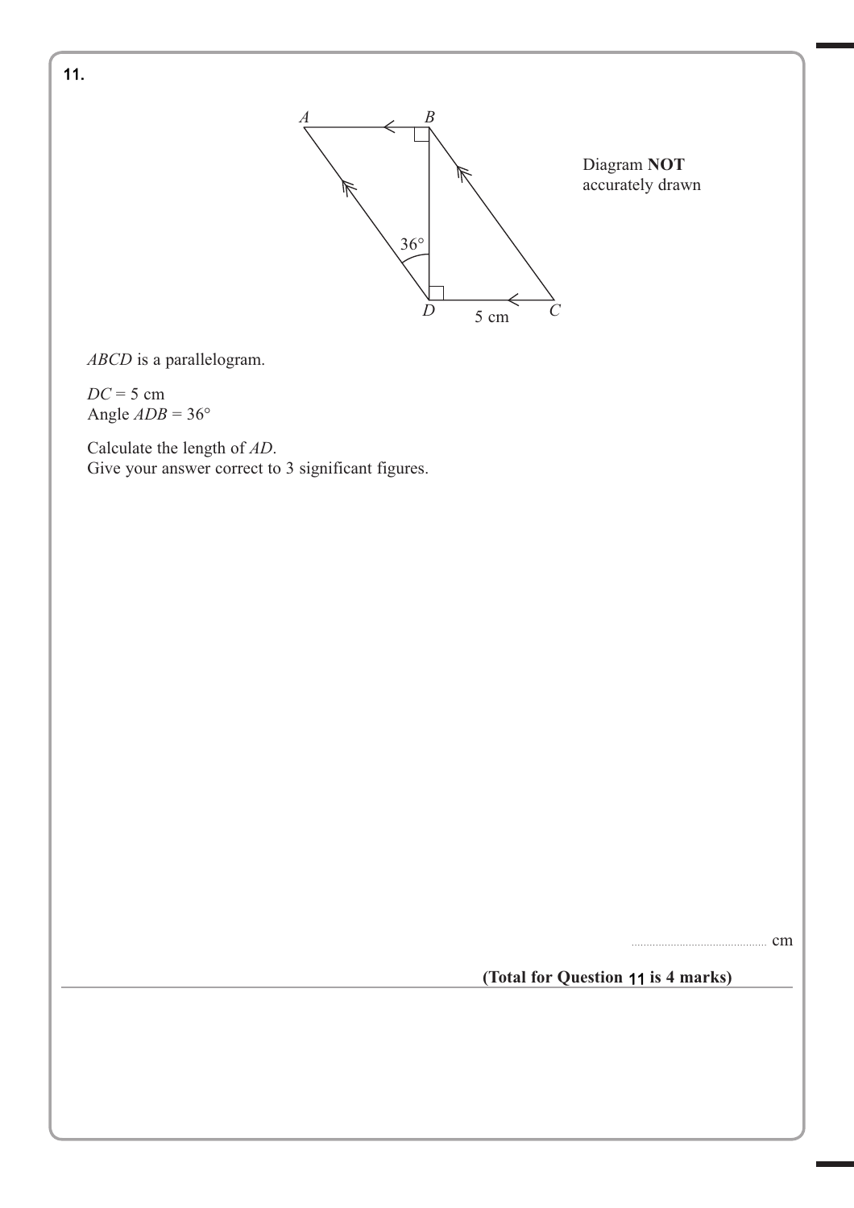**11.**

Diagram **NOT** accurately drawn

*ABCD* is a parallelogram.

$DC = 5$ cm
Angle $ADB = 36°$

Calculate the length of *AD*.
Give your answer correct to 3 significant figures.

.......................................... cm

**(Total for Question 11 is 4 marks)**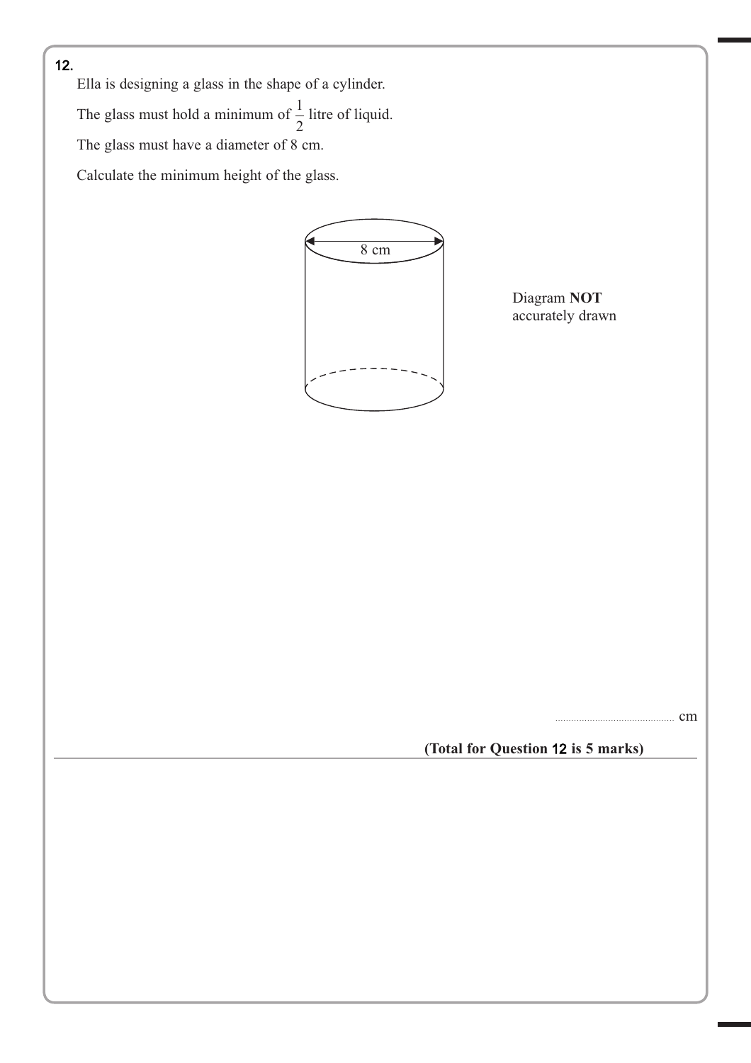**12.** Ella is designing a glass in the shape of a cylinder.

The glass must hold a minimum of $\frac{1}{2}$ litre of liquid.

The glass must have a diameter of 8 cm.

Calculate the minimum height of the glass.

8 cm

Diagram **NOT** accurately drawn

.............................................. cm

**(Total for Question 12 is 5 marks)**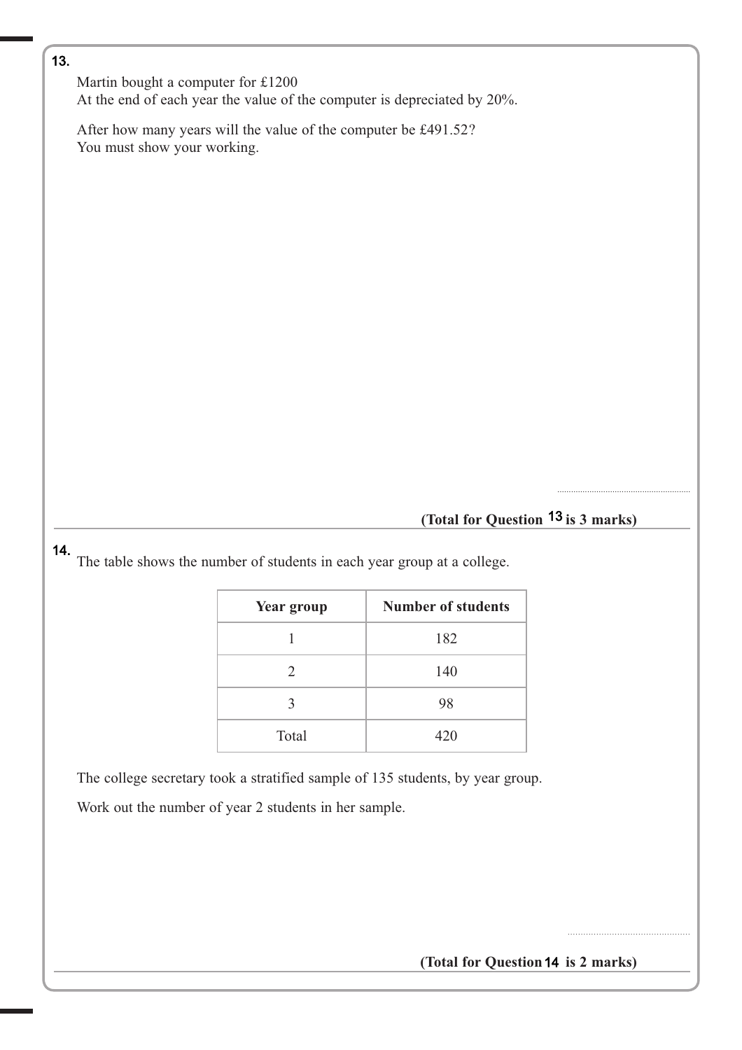**13.**

Martin bought a computer for £1200
At the end of each year the value of the computer is depreciated by 20%.

After how many years will the value of the computer be £491.52?
You must show your working.

..........................................

**(Total for Question 13 is 3 marks)**

---

**14.** The table shows the number of students in each year group at a college.

| Year group | Number of students |
|---|---|
| 1 | 182 |
| 2 | 140 |
| 3 | 98 |
| Total | 420 |

The college secretary took a stratified sample of 135 students, by year group.

Work out the number of year 2 students in her sample.

..........................................

**(Total for Question 14 is 2 marks)**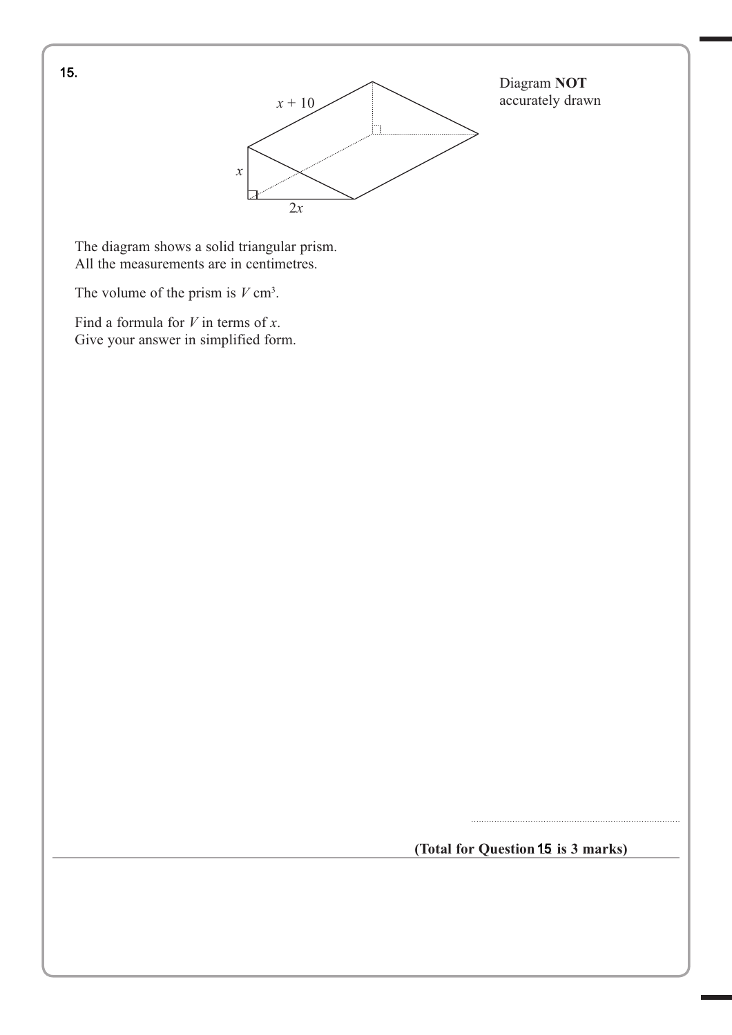**15.**

Diagram **NOT** accurately drawn

$x + 10$

$x$

$2x$

The diagram shows a solid triangular prism.
All the measurements are in centimetres.

The volume of the prism is $V$ cm$^3$.

Find a formula for $V$ in terms of $x$.
Give your answer in simplified form.

..........................................................

**(Total for Question 15 is 3 marks)**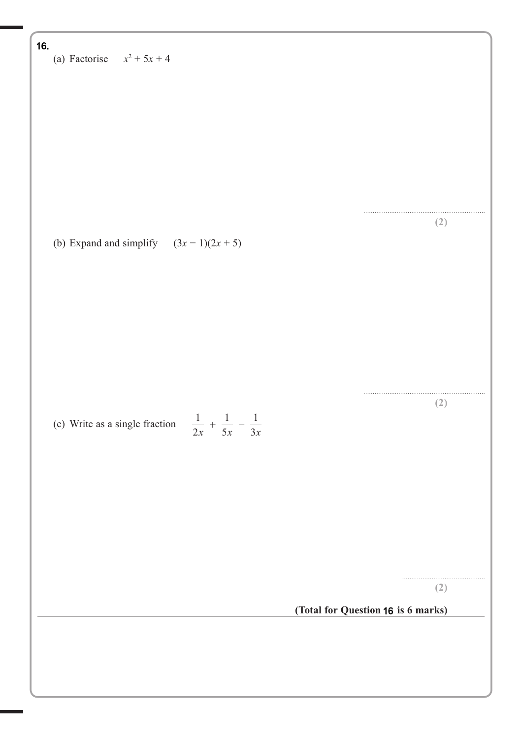**16.**

(a) Factorise $x^2 + 5x + 4$

..............................................................

**(2)**

(b) Expand and simplify $(3x - 1)(2x + 5)$

..............................................................

**(2)**

(c) Write as a single fraction $\frac{1}{2x} + \frac{1}{5x} - \frac{1}{3x}$

..............................................................

**(2)**

**(Total for Question 16 is 6 marks)**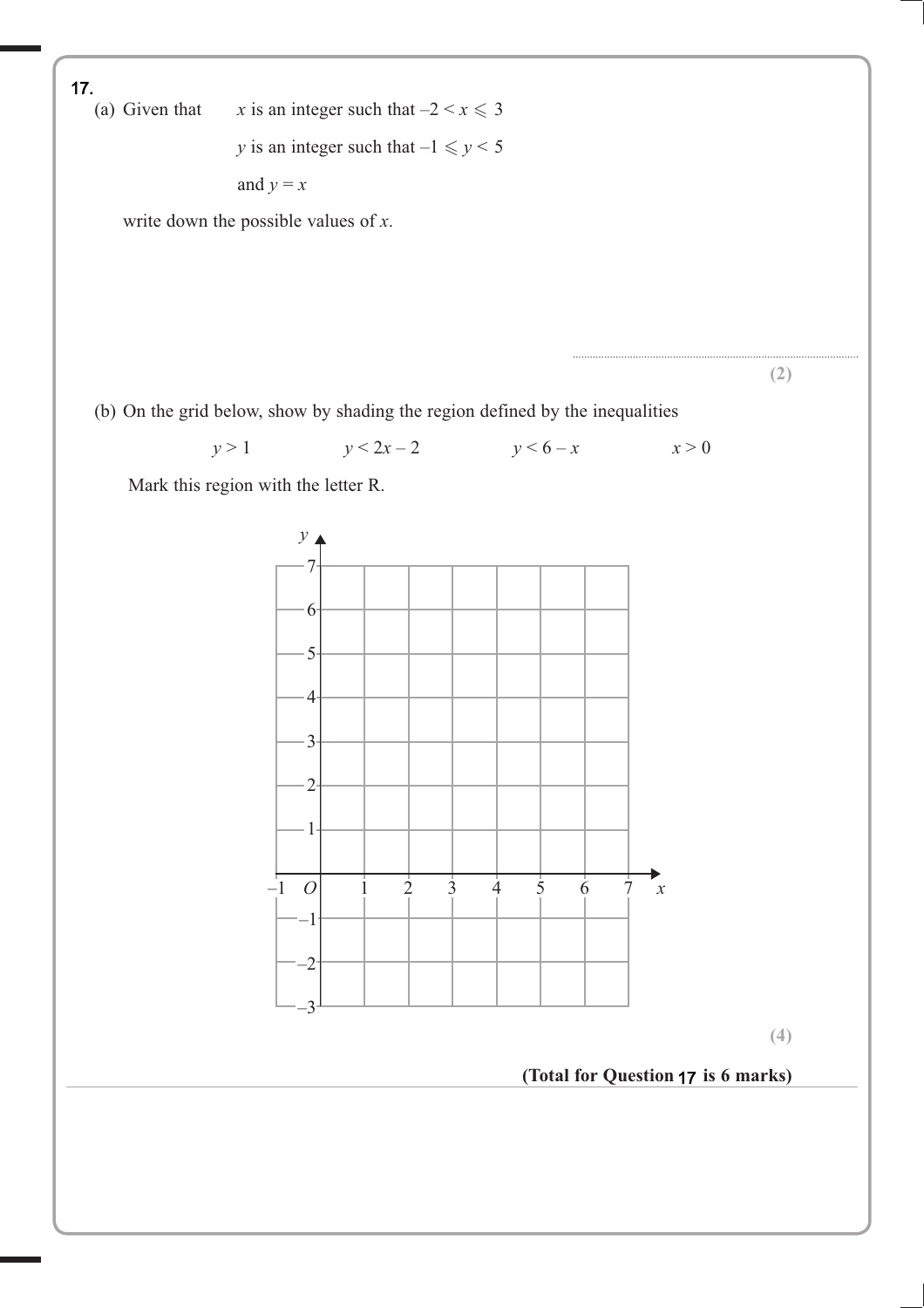**17.**

(a) Given that $x$ is an integer such that $-2 < x \leqslant 3$

$y$ is an integer such that $-1 \leqslant y < 5$

and $y = x$

write down the possible values of $x$.

........................................................................

**(2)**

(b) On the grid below, show by shading the region defined by the inequalities

$y > 1$ $\qquad$ $y < 2x - 2$ $\qquad$ $y < 6 - x$ $\qquad$ $x > 0$

Mark this region with the letter R.

**(4)**

**(Total for Question 17 is 6 marks)**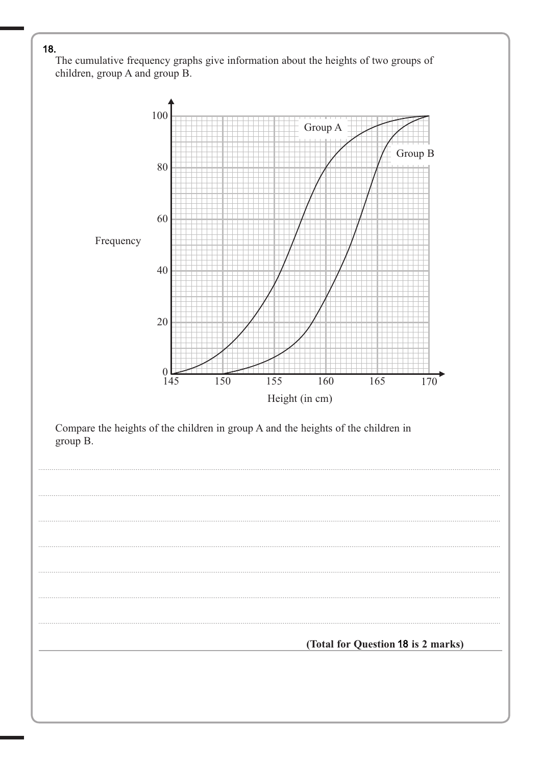**18.**

The cumulative frequency graphs give information about the heights of two groups of children, group A and group B.

Compare the heights of the children in group A and the heights of the children in group B.

..................................................................................................................................................

..................................................................................................................................................

..................................................................................................................................................

..................................................................................................................................................

..................................................................................................................................................

..................................................................................................................................................

..................................................................................................................................................

**(Total for Question 18 is 2 marks)**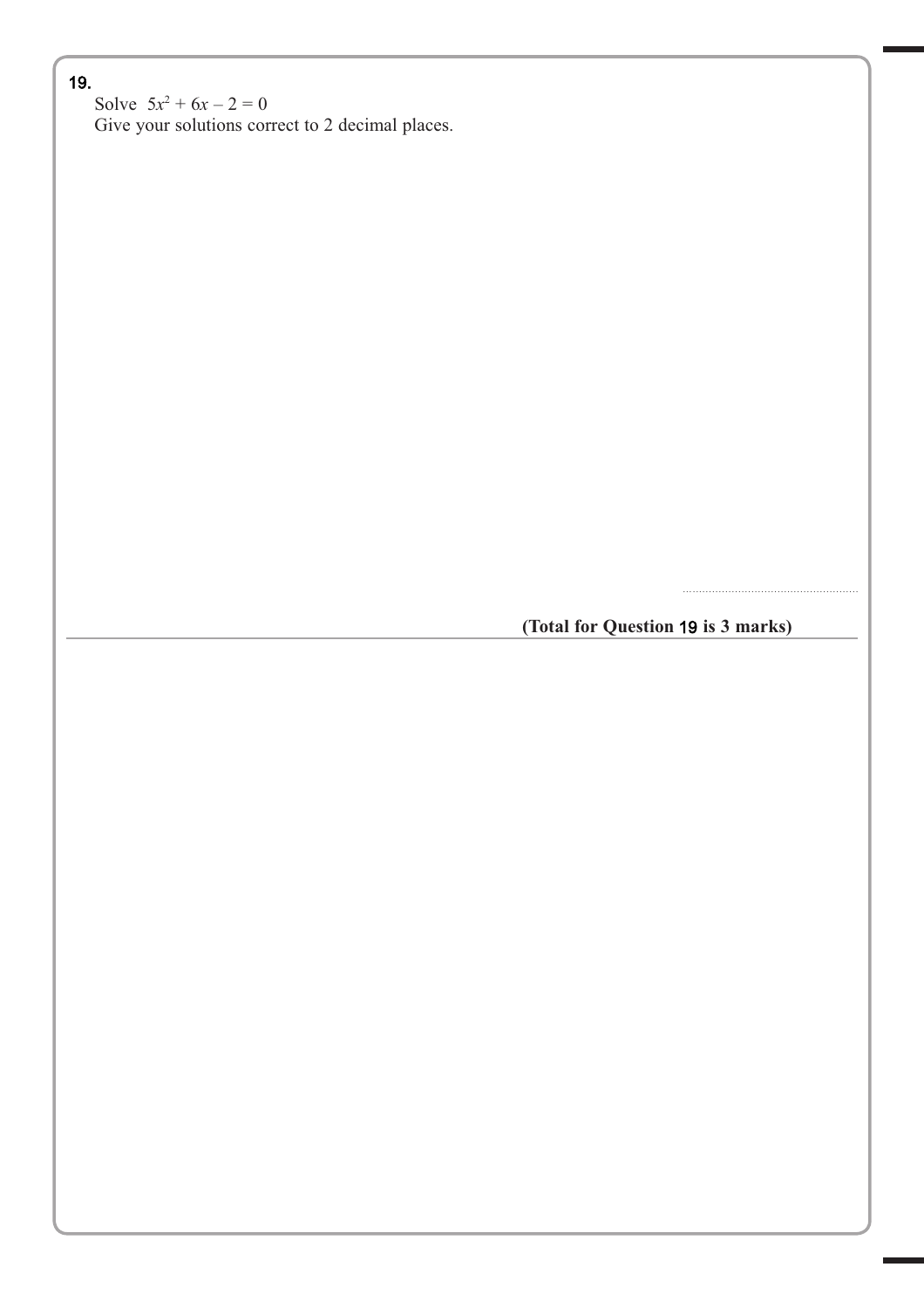**19.**

Solve $5x^2 + 6x - 2 = 0$

Give your solutions correct to 2 decimal places.

........................................................

**(Total for Question 19 is 3 marks)**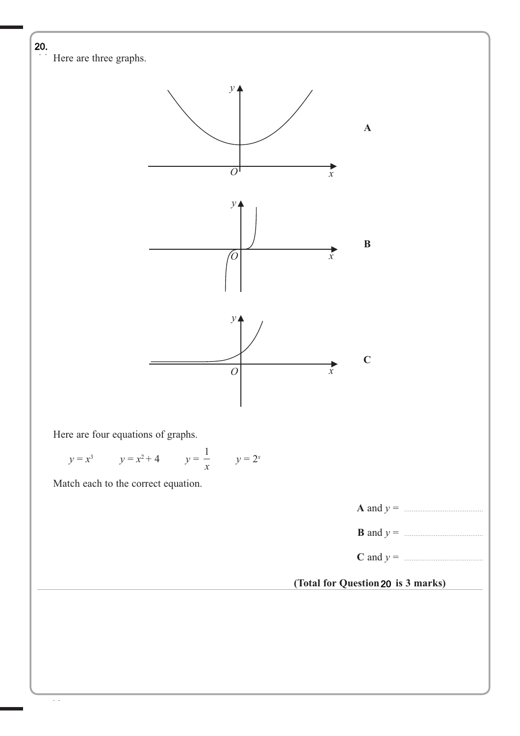**20.** Here are three graphs.

**A**

**B**

**C**

Here are four equations of graphs.

$y = x^3$ $\quad$ $y = x^2 + 4$ $\quad$ $y = \dfrac{1}{x}$ $\quad$ $y = 2^x$

Match each to the correct equation.

**A** and $y =$ ..........................................

**B** and $y =$ ..........................................

**C** and $y =$ ..........................................

**(Total for Question 20 is 3 marks)**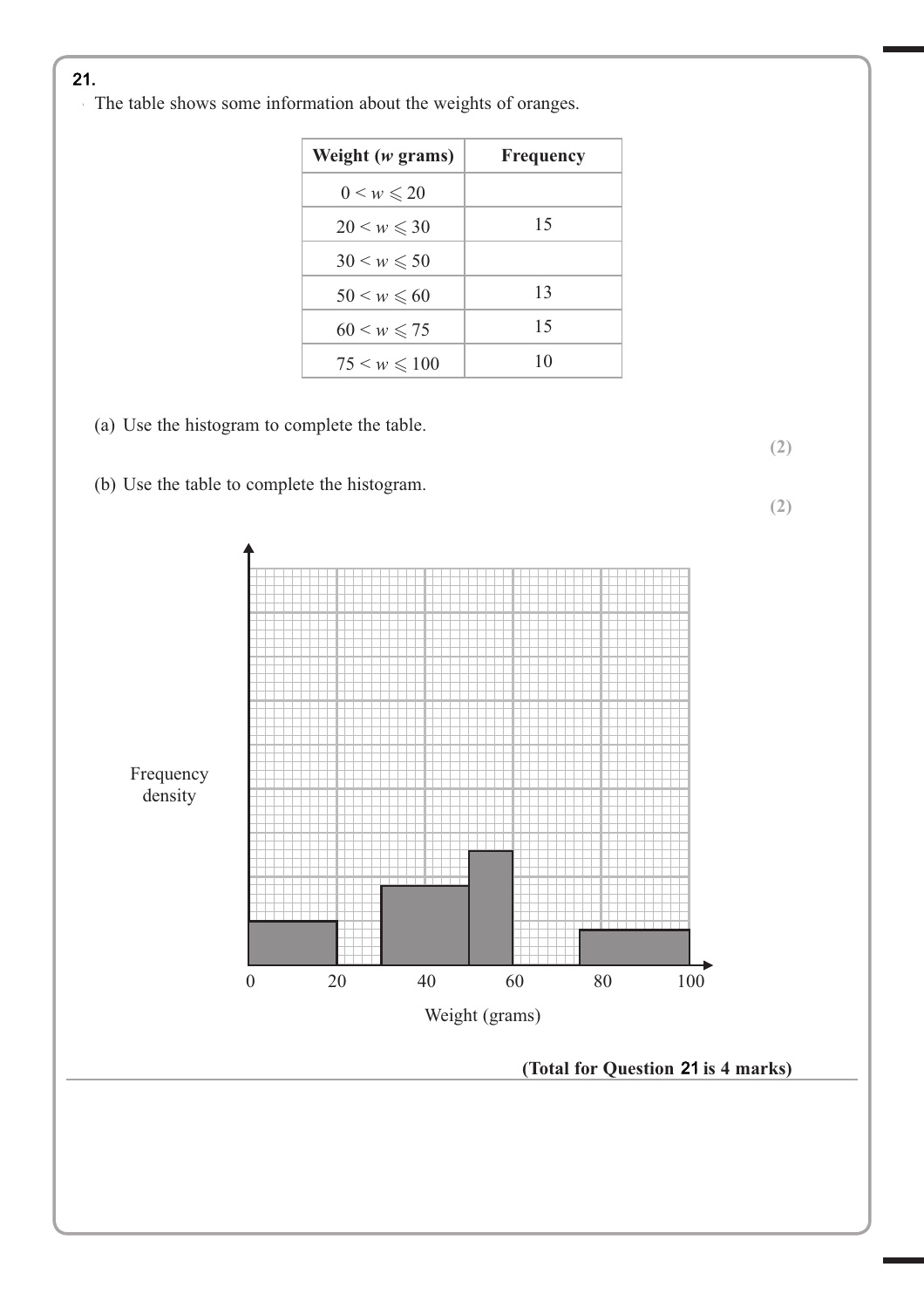**21.**

The table shows some information about the weights of oranges.

| Weight ($w$ grams) | Frequency |
|---|---|
| $0 < w \leqslant 20$ | |
| $20 < w \leqslant 30$ | 15 |
| $30 < w \leqslant 50$ | |
| $50 < w \leqslant 60$ | 13 |
| $60 < w \leqslant 75$ | 15 |
| $75 < w \leqslant 100$ | 10 |

(a) Use the histogram to complete the table.

**(2)**

(b) Use the table to complete the histogram.

**(2)**

Frequency density

0 20 40 60 80 100

Weight (grams)

**(Total for Question 21 is 4 marks)**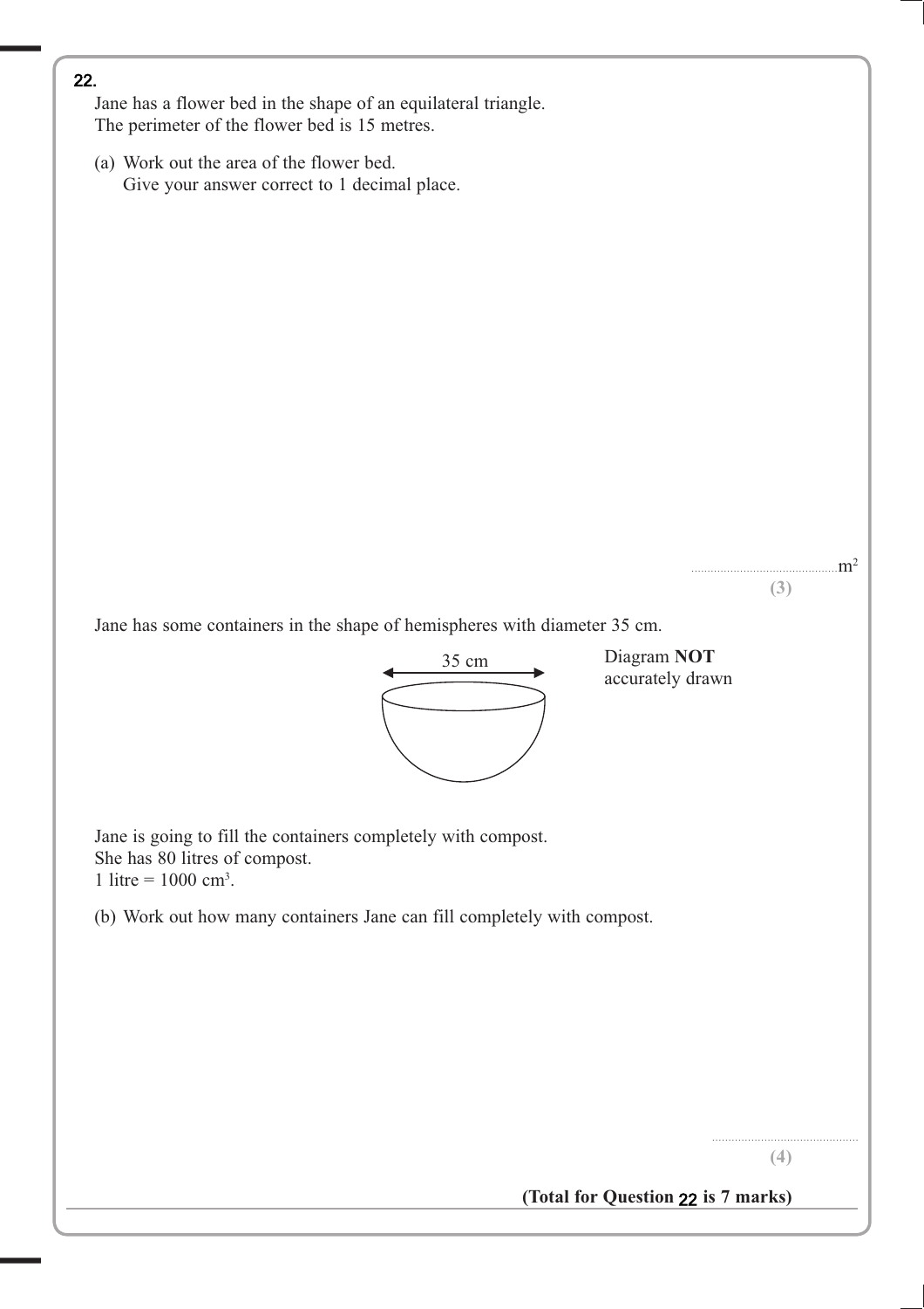**22.** Jane has a flower bed in the shape of an equilateral triangle.
The perimeter of the flower bed is 15 metres.

(a) Work out the area of the flower bed.
Give your answer correct to 1 decimal place.

.......................................... $m^2$

**(3)**

Jane has some containers in the shape of hemispheres with diameter 35 cm.

35 cm

Diagram **NOT** accurately drawn

Jane is going to fill the containers completely with compost.
She has 80 litres of compost.
1 litre = 1000 $cm^3$.

(b) Work out how many containers Jane can fill completely with compost.

..........................................

**(4)**

**(Total for Question 22 is 7 marks)**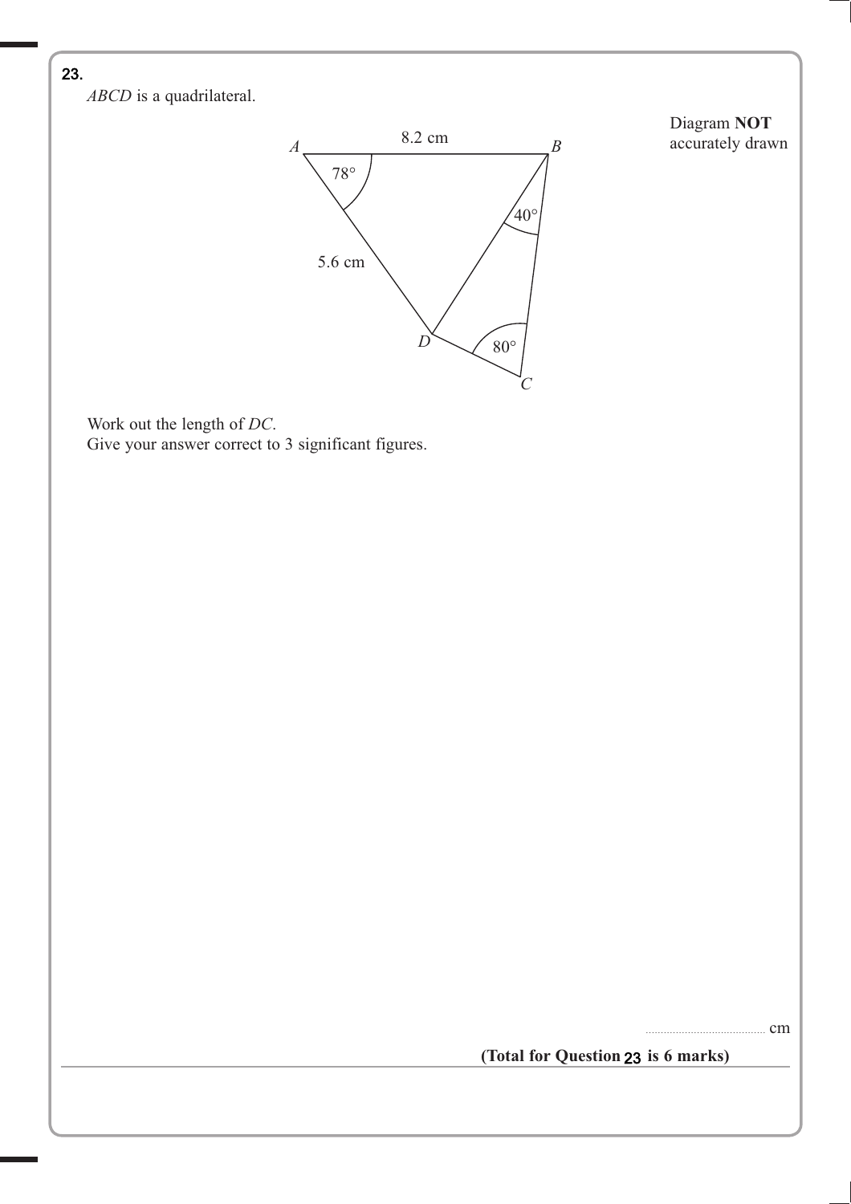**23.**

*ABCD* is a quadrilateral.

Diagram **NOT** accurately drawn

Work out the length of *DC*.
Give your answer correct to 3 significant figures.

.......................................... cm

**(Total for Question 23 is 6 marks)**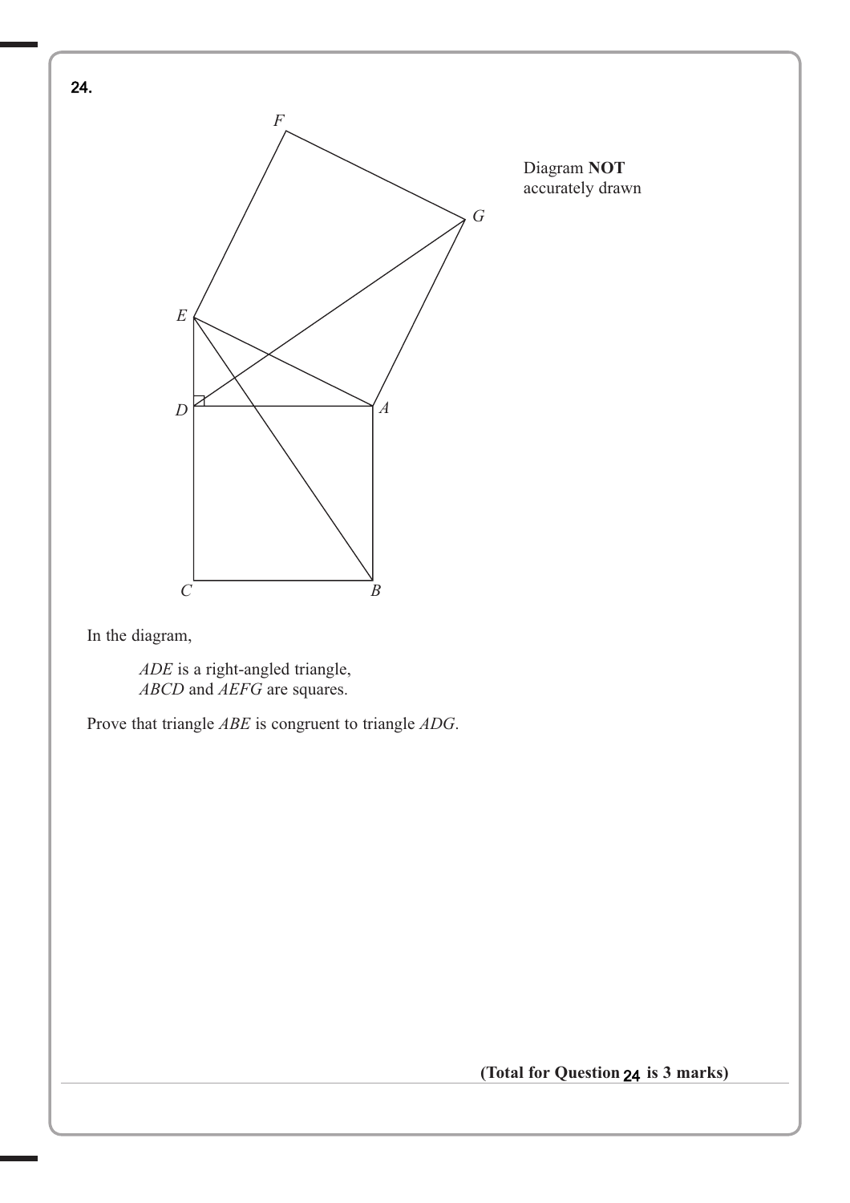**24.**

Diagram **NOT** accurately drawn

In the diagram,

*ADE* is a right-angled triangle,
*ABCD* and *AEFG* are squares.

Prove that triangle *ABE* is congruent to triangle *ADG*.

**(Total for Question 24 is 3 marks)**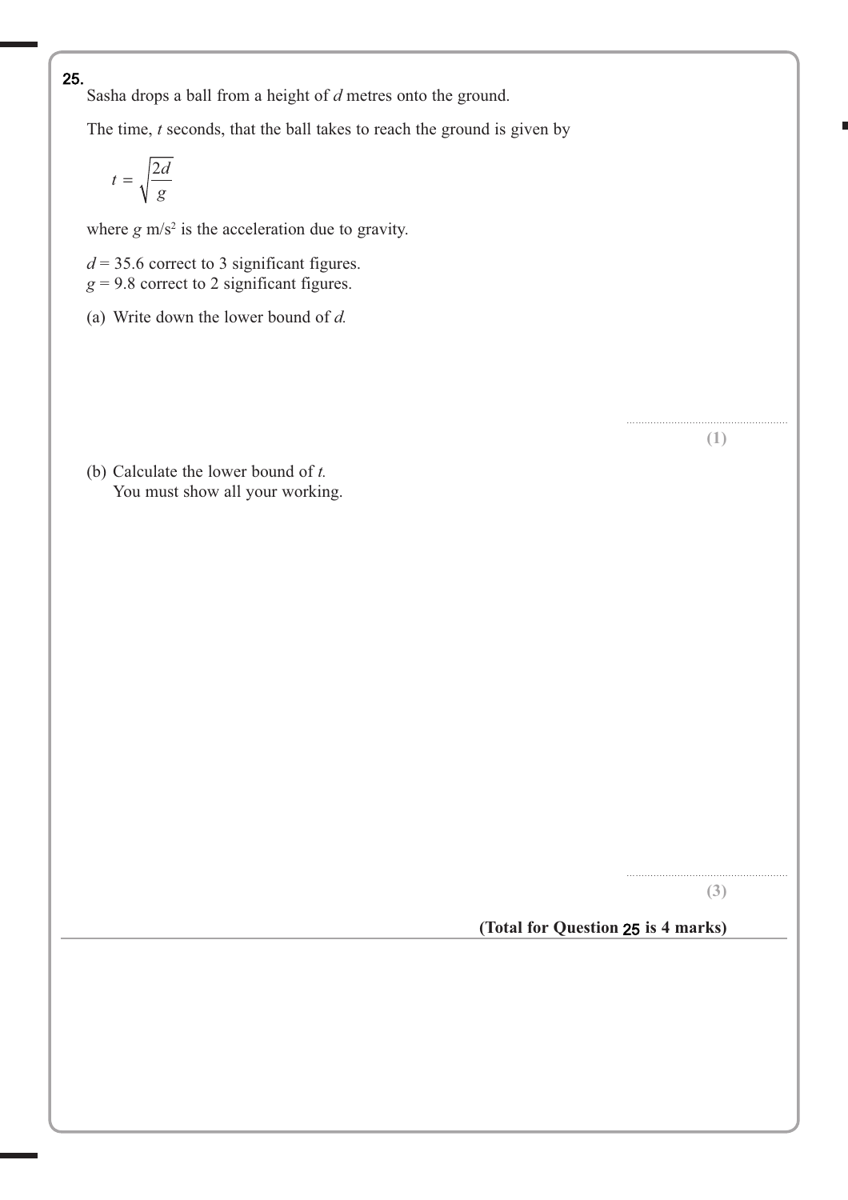**25.** Sasha drops a ball from a height of $d$ metres onto the ground.

The time, $t$ seconds, that the ball takes to reach the ground is given by

$$t = \sqrt{\frac{2d}{g}}$$

where $g$ m/s$^2$ is the acceleration due to gravity.

$d = 35.6$ correct to 3 significant figures.
$g = 9.8$ correct to 2 significant figures.

(a) Write down the lower bound of $d$.

..............................................................

**(1)**

(b) Calculate the lower bound of $t$.
You must show all your working.

..............................................................

**(3)**

**(Total for Question 25 is 4 marks)**